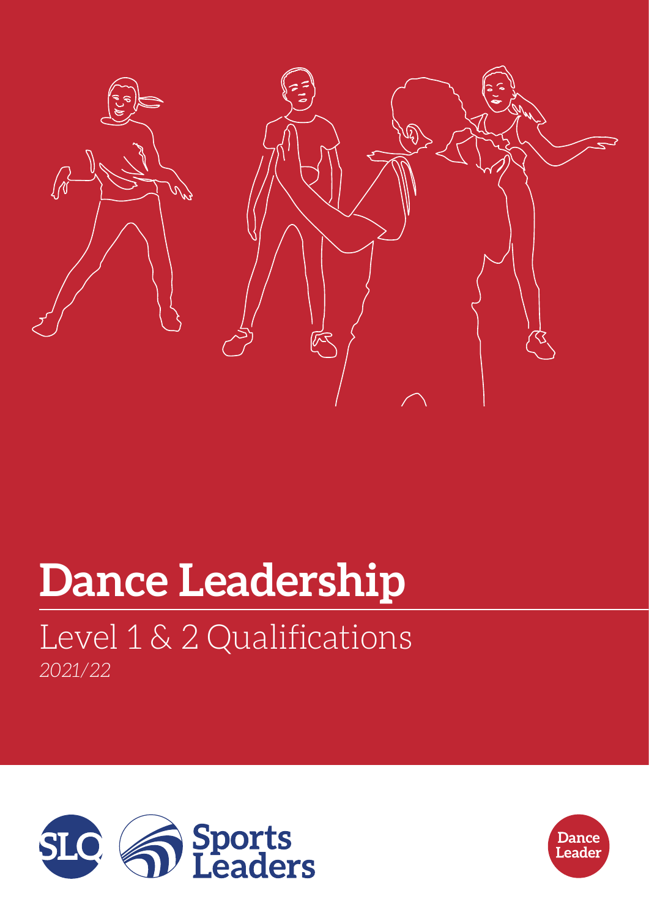# Dance Leadership

## Level 1 & 2 Qualifications

*2021/22*

SLQ Sports Leaders

Dance Leader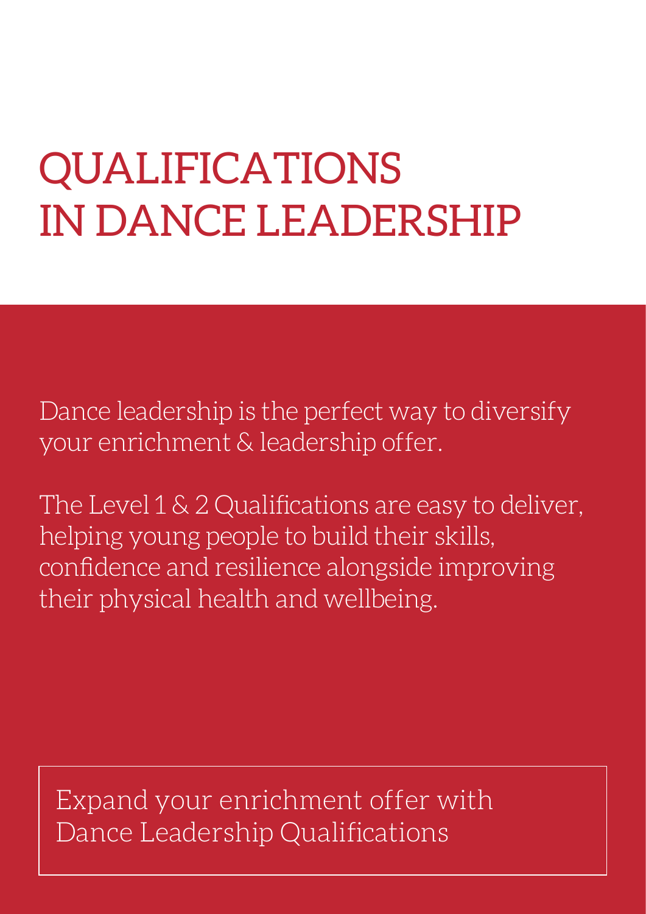# QUALIFICATIONS IN DANCE LEADERSHIP

Dance leadership is the perfect way to diversify your enrichment & leadership offer.

The Level 1 & 2 Qualifications are easy to deliver, helping young people to build their skills, confidence and resilience alongside improving their physical health and wellbeing.

Expand your enrichment offer with Dance Leadership Qualifications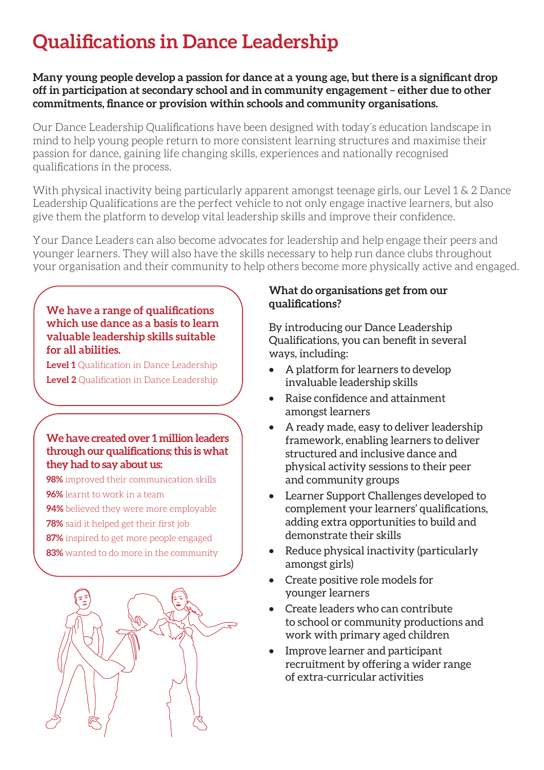# Qualifications in Dance Leadership

**Many young people develop a passion for dance at a young age, but there is a significant drop off in participation at secondary school and in community engagement – either due to other commitments, finance or provision within schools and community organisations.**

Our Dance Leadership Qualifications have been designed with today's education landscape in mind to help young people return to more consistent learning structures and maximise their passion for dance, gaining life changing skills, experiences and nationally recognised qualifications in the process.

With physical inactivity being particularly apparent amongst teenage girls, our Level 1 & 2 Dance Leadership Qualifications are the perfect vehicle to not only engage inactive learners, but also give them the platform to develop vital leadership skills and improve their confidence.

Your Dance Leaders can also become advocates for leadership and help engage their peers and younger learners. They will also have the skills necessary to help run dance clubs throughout your organisation and their community to help others become more physically active and engaged.

**We have a range of qualifications which use dance as a basis to learn valuable leadership skills suitable for all abilities.**

**Level 1** Qualification in Dance Leadership

**Level 2** Qualification in Dance Leadership

**We have created over 1 million leaders through our qualifications; this is what they had to say about us:**

**98%** improved their communication skills

**96%** learnt to work in a team

**94%** believed they were more employable

**78%** said it helped get their first job

**87%** inspired to get more people engaged

**83%** wanted to do more in the community

### What do organisations get from our qualifications?

By introducing our Dance Leadership Qualifications, you can benefit in several ways, including:

- A platform for learners to develop invaluable leadership skills
- Raise confidence and attainment amongst learners
- A ready made, easy to deliver leadership framework, enabling learners to deliver structured and inclusive dance and physical activity sessions to their peer and community groups
- Learner Support Challenges developed to complement your learners' qualifications, adding extra opportunities to build and demonstrate their skills
- Reduce physical inactivity (particularly amongst girls)
- Create positive role models for younger learners
- Create leaders who can contribute to school or community productions and work with primary aged children
- Improve learner and participant recruitment by offering a wider range of extra-curricular activities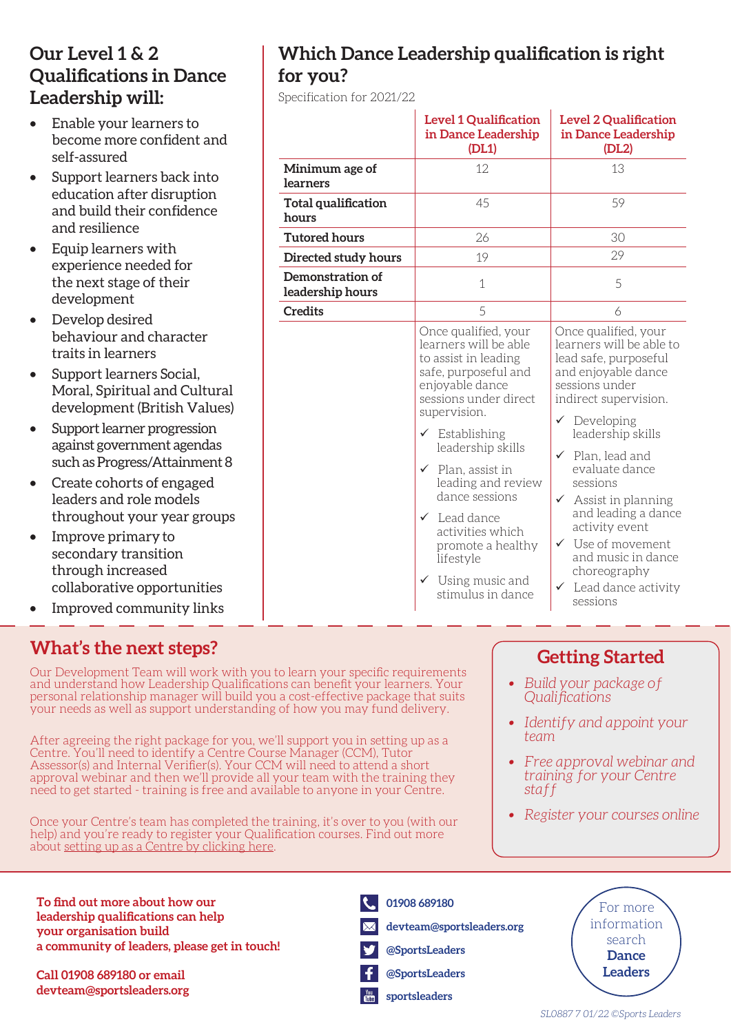## Our Level 1 & 2 Qualifications in Dance Leadership will:

- Enable your learners to become more confident and self-assured
- Support learners back into education after disruption and build their confidence and resilience
- Equip learners with experience needed for the next stage of their development
- Develop desired behaviour and character traits in learners
- Support learners Social, Moral, Spiritual and Cultural development (British Values)
- Support learner progression against government agendas such as Progress/Attainment 8
- Create cohorts of engaged leaders and role models throughout your year groups
- Improve primary to secondary transition through increased collaborative opportunities
- Improved community links

## Which Dance Leadership qualification is right for you?

Specification for 2021/22

| | Level 1 Qualification in Dance Leadership (DL1) | Level 2 Qualification in Dance Leadership (DL2) |
|---|---|---|
| **Minimum age of learners** | 12 | 13 |
| **Total qualification hours** | 45 | 59 |
| **Tutored hours** | 26 | 30 |
| **Directed study hours** | 19 | 29 |
| **Demonstration of leadership hours** | 1 | 5 |
| **Credits** | 5 | 6 |
| | Once qualified, your learners will be able to assist in leading safe, purposeful and enjoyable dance sessions under direct supervision.<br>✓ Establishing leadership skills<br>✓ Plan, assist in leading and review dance sessions<br>✓ Lead dance activities which promote a healthy lifestyle<br>✓ Using music and stimulus in dance | Once qualified, your learners will be able to lead safe, purposeful and enjoyable dance sessions under indirect supervision.<br>✓ Developing leadership skills<br>✓ Plan, lead and evaluate dance sessions<br>✓ Assist in planning and leading a dance activity event<br>✓ Use of movement and music in dance choreography<br>✓ Lead dance activity sessions |

## What's the next steps?

Our Development Team will work with you to learn your specific requirements and understand how Leadership Qualifications can benefit your learners. Your personal relationship manager will build you a cost-effective package that suits your needs as well as support understanding of how you may fund delivery.

After agreeing the right package for you, we'll support you in setting up as a Centre. You'll need to identify a Centre Course Manager (CCM), Tutor Assessor(s) and Internal Verifier(s). Your CCM will need to attend a short approval webinar and then we'll provide all your team with the training they need to get started - training is free and available to anyone in your Centre.

Once your Centre's team has completed the training, it's over to you (with our help) and you're ready to register your Qualification courses. Find out more about setting up as a Centre by clicking here.

## Getting Started

- *Build your package of Qualifications*
- *Identify and appoint your team*
- *Free approval webinar and training for your Centre staff*
- *Register your courses online*

**To find out more about how our leadership qualifications can help your organisation build a community of leaders, please get in touch!**

**Call 01908 689180 or email devteam@sportsleaders.org**

**01908 689180**

**devteam@sportsleaders.org**

**@SportsLeaders**

**@SportsLeaders**

**sportsleaders**

For more information search **Dance Leaders**

*SL0887 7 01/22 ©Sports Leaders*